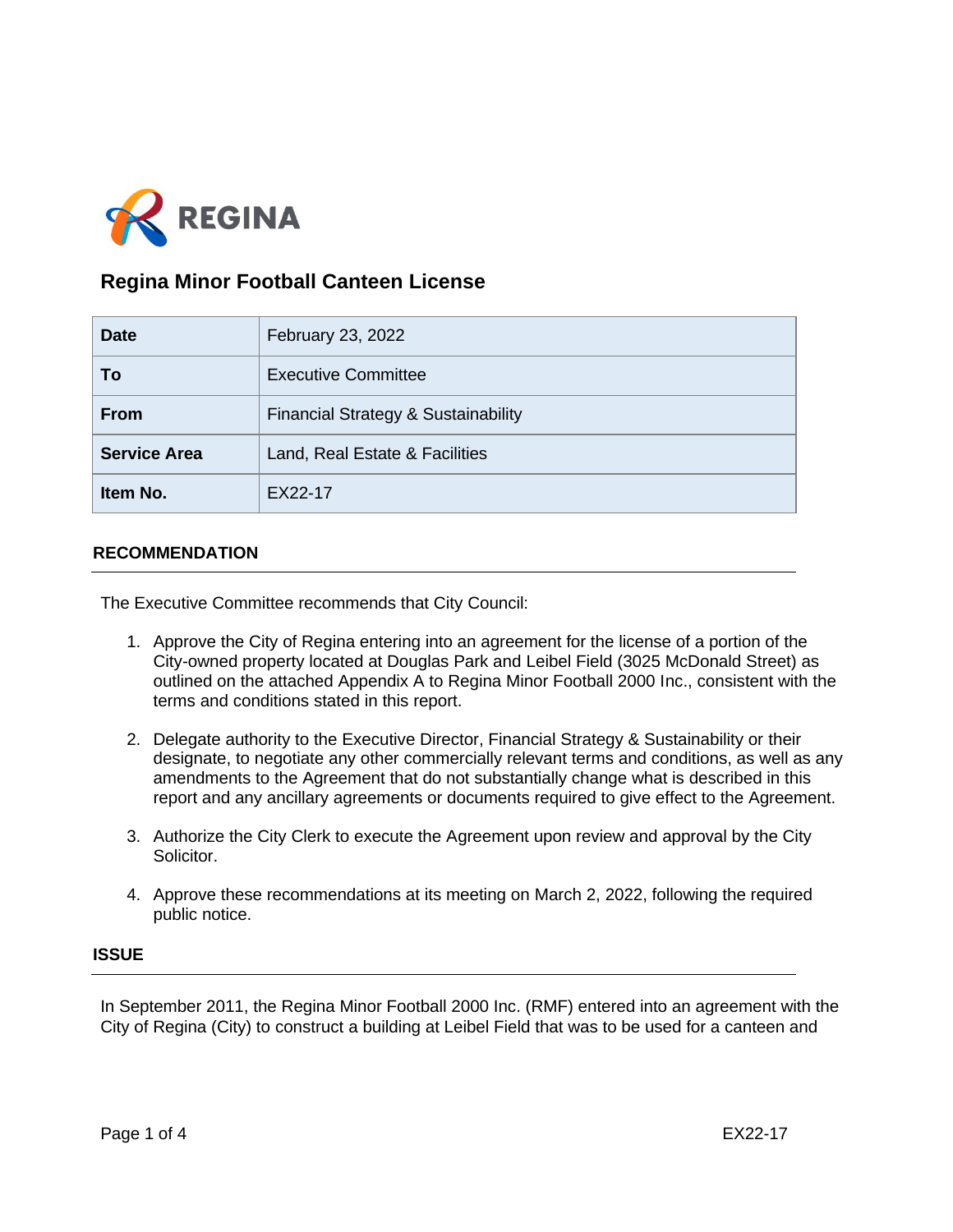# Regina Minor Football Canteen License

| Date | February 23, 2022 |
| --- | --- |
| To | Executive Committee |
| From | Financial Strategy & Sustainability |
| Service Area | Land, Real Estate & Facilities |
| Item No. | EX22-17 |

## RECOMMENDATION

The Executive Committee recommends that City Council:

1. Approve the City of Regina entering into an agreement for the license of a portion of the City-owned property located at Douglas Park and Leibel Field (3025 McDonald Street) as outlined on the attached Appendix A to Regina Minor Football 2000 Inc., consistent with the terms and conditions stated in this report.

2. Delegate authority to the Executive Director, Financial Strategy & Sustainability or their designate, to negotiate any other commercially relevant terms and conditions, as well as any amendments to the Agreement that do not substantially change what is described in this report and any ancillary agreements or documents required to give effect to the Agreement.

3. Authorize the City Clerk to execute the Agreement upon review and approval by the City Solicitor.

4. Approve these recommendations at its meeting on March 2, 2022, following the required public notice.

## ISSUE

In September 2011, the Regina Minor Football 2000 Inc. (RMF) entered into an agreement with the City of Regina (City) to construct a building at Leibel Field that was to be used for a canteen and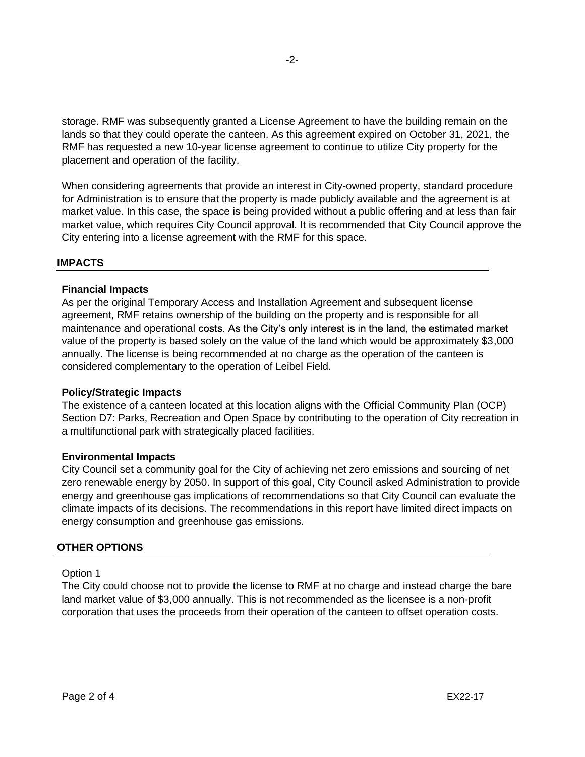storage. RMF was subsequently granted a License Agreement to have the building remain on the lands so that they could operate the canteen. As this agreement expired on October 31, 2021, the RMF has requested a new 10-year license agreement to continue to utilize City property for the placement and operation of the facility.

When considering agreements that provide an interest in City-owned property, standard procedure for Administration is to ensure that the property is made publicly available and the agreement is at market value. In this case, the space is being provided without a public offering and at less than fair market value, which requires City Council approval. It is recommended that City Council approve the City entering into a license agreement with the RMF for this space.

## IMPACTS

### Financial Impacts

As per the original Temporary Access and Installation Agreement and subsequent license agreement, RMF retains ownership of the building on the property and is responsible for all maintenance and operational costs. As the City's only interest is in the land, the estimated market value of the property is based solely on the value of the land which would be approximately $3,000 annually. The license is being recommended at no charge as the operation of the canteen is considered complementary to the operation of Leibel Field.

### Policy/Strategic Impacts

The existence of a canteen located at this location aligns with the Official Community Plan (OCP) Section D7: Parks, Recreation and Open Space by contributing to the operation of City recreation in a multifunctional park with strategically placed facilities.

### Environmental Impacts

City Council set a community goal for the City of achieving net zero emissions and sourcing of net zero renewable energy by 2050. In support of this goal, City Council asked Administration to provide energy and greenhouse gas implications of recommendations so that City Council can evaluate the climate impacts of its decisions. The recommendations in this report have limited direct impacts on energy consumption and greenhouse gas emissions.

## OTHER OPTIONS

Option 1

The City could choose not to provide the license to RMF at no charge and instead charge the bare land market value of $3,000 annually. This is not recommended as the licensee is a non-profit corporation that uses the proceeds from their operation of the canteen to offset operation costs.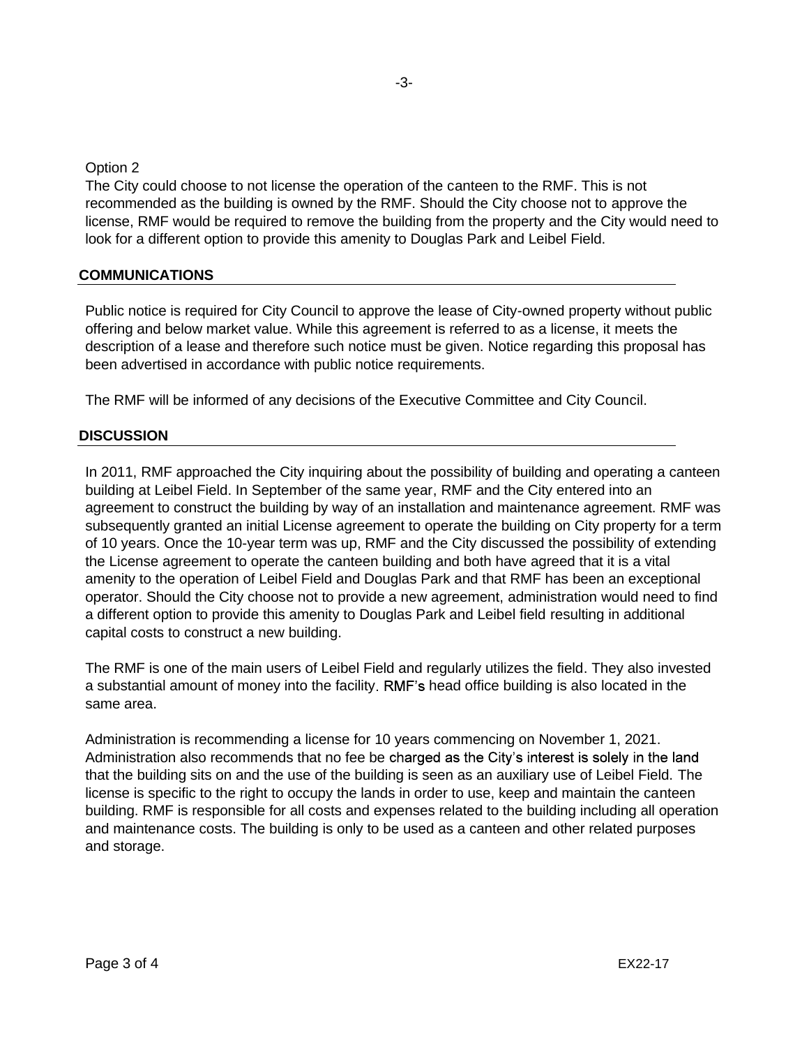Option 2

The City could choose to not license the operation of the canteen to the RMF. This is not recommended as the building is owned by the RMF. Should the City choose not to approve the license, RMF would be required to remove the building from the property and the City would need to look for a different option to provide this amenity to Douglas Park and Leibel Field.

## COMMUNICATIONS

Public notice is required for City Council to approve the lease of City-owned property without public offering and below market value. While this agreement is referred to as a license, it meets the description of a lease and therefore such notice must be given. Notice regarding this proposal has been advertised in accordance with public notice requirements.

The RMF will be informed of any decisions of the Executive Committee and City Council.

## DISCUSSION

In 2011, RMF approached the City inquiring about the possibility of building and operating a canteen building at Leibel Field. In September of the same year, RMF and the City entered into an agreement to construct the building by way of an installation and maintenance agreement. RMF was subsequently granted an initial License agreement to operate the building on City property for a term of 10 years. Once the 10-year term was up, RMF and the City discussed the possibility of extending the License agreement to operate the canteen building and both have agreed that it is a vital amenity to the operation of Leibel Field and Douglas Park and that RMF has been an exceptional operator. Should the City choose not to provide a new agreement, administration would need to find a different option to provide this amenity to Douglas Park and Leibel field resulting in additional capital costs to construct a new building.

The RMF is one of the main users of Leibel Field and regularly utilizes the field. They also invested a substantial amount of money into the facility. RMF's head office building is also located in the same area.

Administration is recommending a license for 10 years commencing on November 1, 2021. Administration also recommends that no fee be charged as the City's interest is solely in the land that the building sits on and the use of the building is seen as an auxiliary use of Leibel Field. The license is specific to the right to occupy the lands in order to use, keep and maintain the canteen building. RMF is responsible for all costs and expenses related to the building including all operation and maintenance costs. The building is only to be used as a canteen and other related purposes and storage.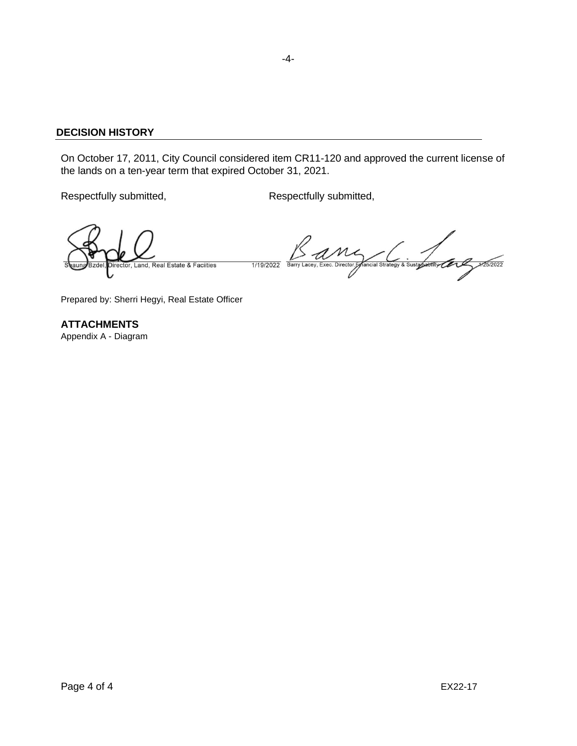## DECISION HISTORY

On October 17, 2011, City Council considered item CR11-120 and approved the current license of the lands on a ten-year term that expired October 31, 2021.

Respectfully submitted,

Shauna Bzdel, Director, Land, Real Estate & Facilities 1/19/2022

Respectfully submitted,

Barry Lacey, Exec. Director Financial Strategy & Sustainability 1/25/2022

Prepared by: Sherri Hegyi, Real Estate Officer

**ATTACHMENTS**

Appendix A - Diagram